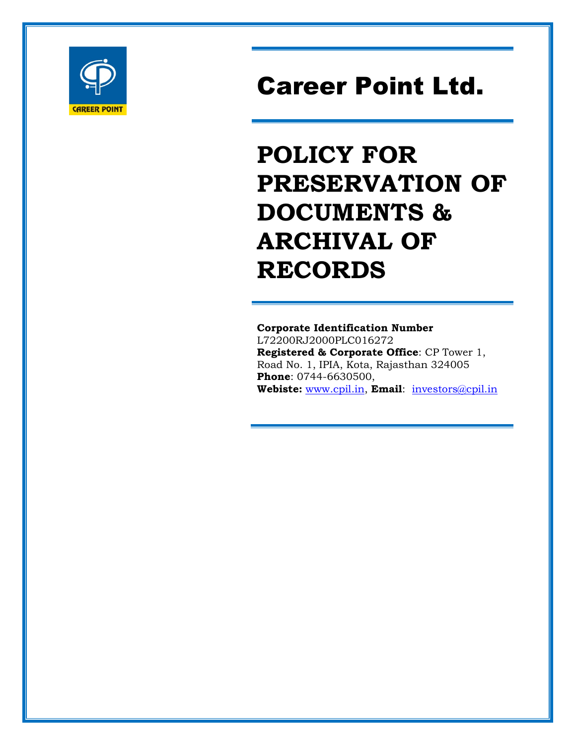# Career Point Ltd.

# POLICY FOR PRESERVATION OF DOCUMENTS & ARCHIVAL OF RECORDS

**Corporate Identification Number**
L72200RJ2000PLC016272
**Registered & Corporate Office**: CP Tower 1, Road No. 1, IPIA, Kota, Rajasthan 324005
**Phone**: 0744-6630500,
**Webiste:** www.cpil.in, **Email**: investors@cpil.in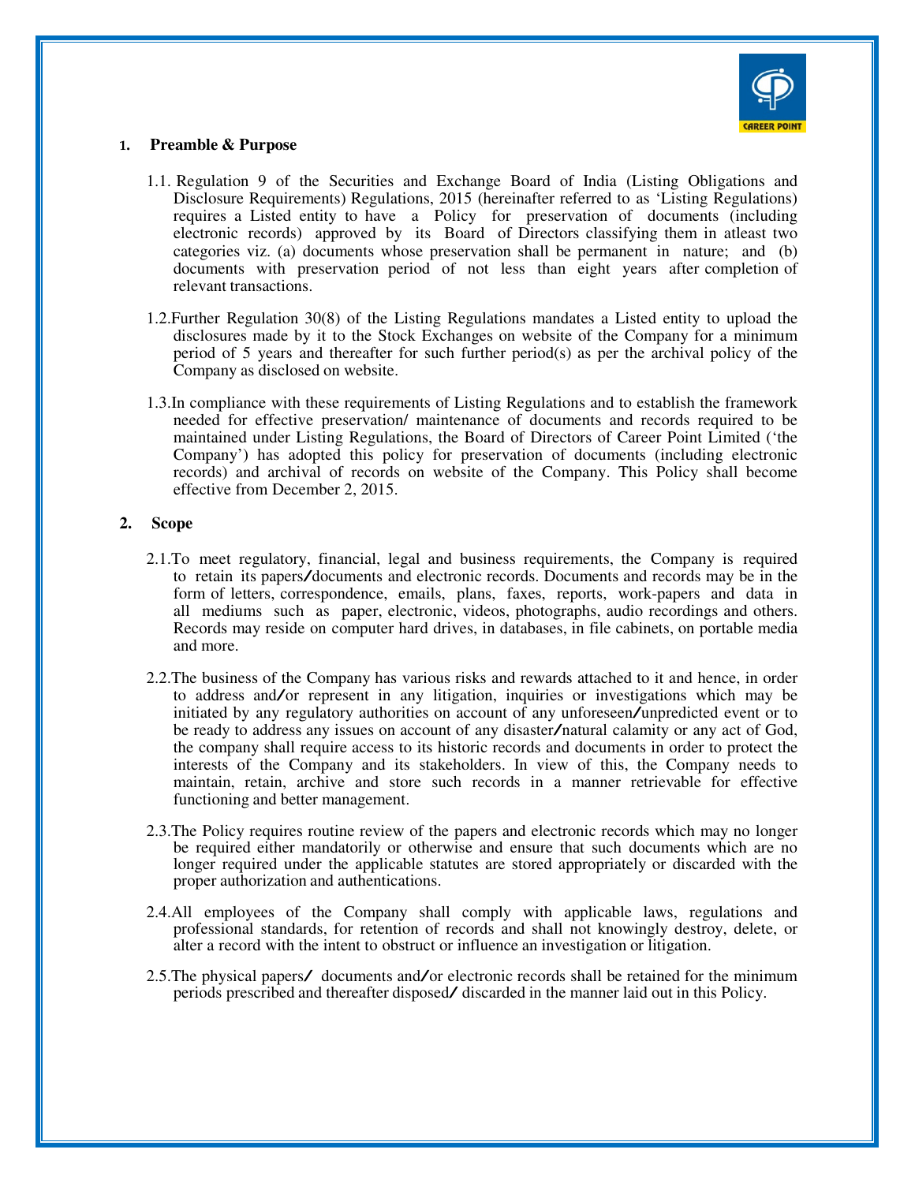## 1. Preamble & Purpose

1.1. Regulation 9 of the Securities and Exchange Board of India (Listing Obligations and Disclosure Requirements) Regulations, 2015 (hereinafter referred to as 'Listing Regulations) requires a Listed entity to have a Policy for preservation of documents (including electronic records) approved by its Board of Directors classifying them in atleast two categories viz. (a) documents whose preservation shall be permanent in nature; and (b) documents with preservation period of not less than eight years after completion of relevant transactions.

1.2. Further Regulation 30(8) of the Listing Regulations mandates a Listed entity to upload the disclosures made by it to the Stock Exchanges on website of the Company for a minimum period of 5 years and thereafter for such further period(s) as per the archival policy of the Company as disclosed on website.

1.3. In compliance with these requirements of Listing Regulations and to establish the framework needed for effective preservation/ maintenance of documents and records required to be maintained under Listing Regulations, the Board of Directors of Career Point Limited ('the Company') has adopted this policy for preservation of documents (including electronic records) and archival of records on website of the Company. This Policy shall become effective from December 2, 2015.

## 2. Scope

2.1. To meet regulatory, financial, legal and business requirements, the Company is required to retain its papers/documents and electronic records. Documents and records may be in the form of letters, correspondence, emails, plans, faxes, reports, work-papers and data in all mediums such as paper, electronic, videos, photographs, audio recordings and others. Records may reside on computer hard drives, in databases, in file cabinets, on portable media and more.

2.2. The business of the Company has various risks and rewards attached to it and hence, in order to address and/or represent in any litigation, inquiries or investigations which may be initiated by any regulatory authorities on account of any unforeseen/unpredicted event or to be ready to address any issues on account of any disaster/natural calamity or any act of God, the company shall require access to its historic records and documents in order to protect the interests of the Company and its stakeholders. In view of this, the Company needs to maintain, retain, archive and store such records in a manner retrievable for effective functioning and better management.

2.3. The Policy requires routine review of the papers and electronic records which may no longer be required either mandatorily or otherwise and ensure that such documents which are no longer required under the applicable statutes are stored appropriately or discarded with the proper authorization and authentications.

2.4. All employees of the Company shall comply with applicable laws, regulations and professional standards, for retention of records and shall not knowingly destroy, delete, or alter a record with the intent to obstruct or influence an investigation or litigation.

2.5. The physical papers/ documents and/or electronic records shall be retained for the minimum periods prescribed and thereafter disposed/ discarded in the manner laid out in this Policy.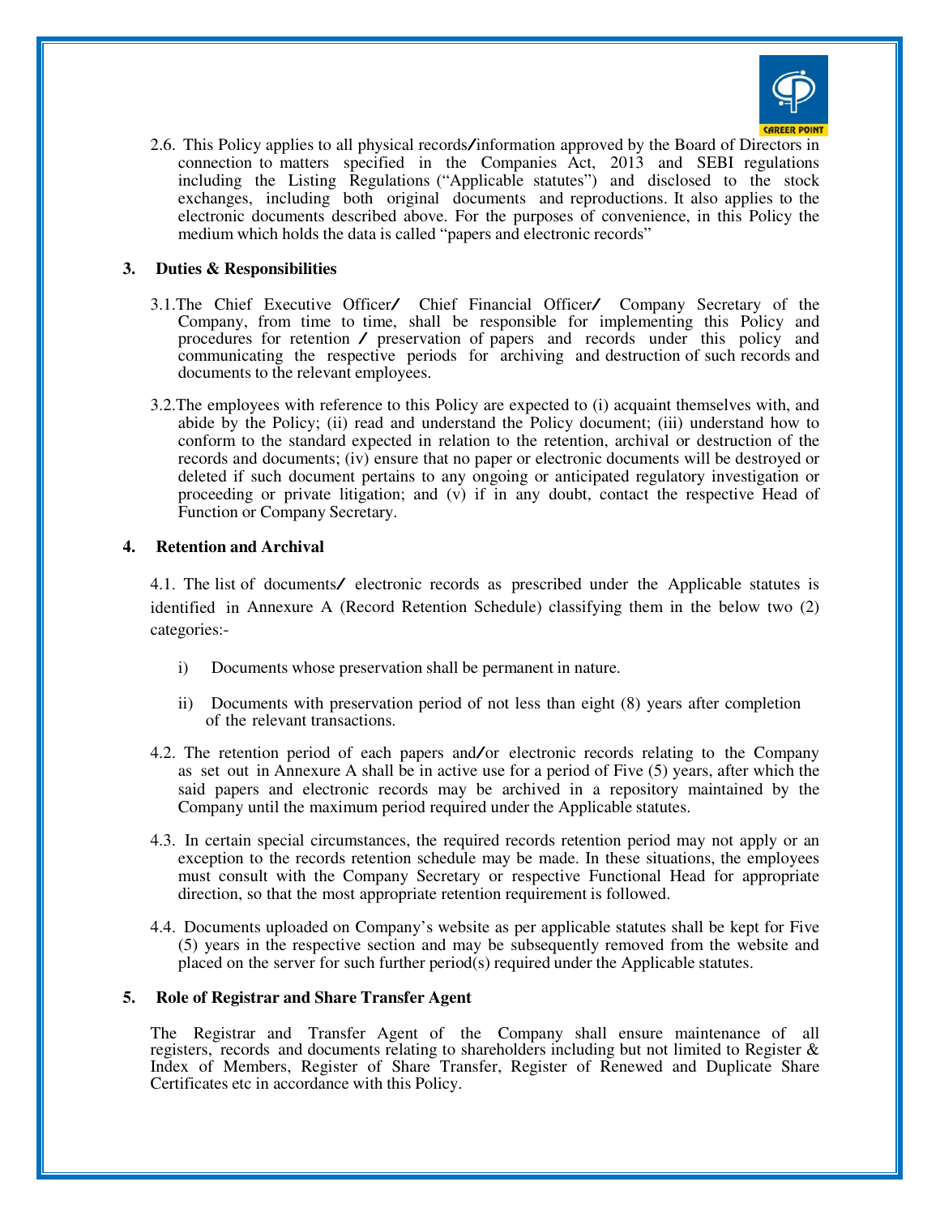2.6. This Policy applies to all physical records/information approved by the Board of Directors in connection to matters specified in the Companies Act, 2013 and SEBI regulations including the Listing Regulations ("Applicable statutes") and disclosed to the stock exchanges, including both original documents and reproductions. It also applies to the electronic documents described above. For the purposes of convenience, in this Policy the medium which holds the data is called "papers and electronic records"

## 3. Duties & Responsibilities

3.1. The Chief Executive Officer/ Chief Financial Officer/ Company Secretary of the Company, from time to time, shall be responsible for implementing this Policy and procedures for retention / preservation of papers and records under this policy and communicating the respective periods for archiving and destruction of such records and documents to the relevant employees.

3.2. The employees with reference to this Policy are expected to (i) acquaint themselves with, and abide by the Policy; (ii) read and understand the Policy document; (iii) understand how to conform to the standard expected in relation to the retention, archival or destruction of the records and documents; (iv) ensure that no paper or electronic documents will be destroyed or deleted if such document pertains to any ongoing or anticipated regulatory investigation or proceeding or private litigation; and (v) if in any doubt, contact the respective Head of Function or Company Secretary.

## 4. Retention and Archival

4.1. The list of documents/ electronic records as prescribed under the Applicable statutes is identified in Annexure A (Record Retention Schedule) classifying them in the below two (2) categories:-

i) Documents whose preservation shall be permanent in nature.

ii) Documents with preservation period of not less than eight (8) years after completion of the relevant transactions.

4.2. The retention period of each papers and/or electronic records relating to the Company as set out in Annexure A shall be in active use for a period of Five (5) years, after which the said papers and electronic records may be archived in a repository maintained by the Company until the maximum period required under the Applicable statutes.

4.3. In certain special circumstances, the required records retention period may not apply or an exception to the records retention schedule may be made. In these situations, the employees must consult with the Company Secretary or respective Functional Head for appropriate direction, so that the most appropriate retention requirement is followed.

4.4. Documents uploaded on Company's website as per applicable statutes shall be kept for Five (5) years in the respective section and may be subsequently removed from the website and placed on the server for such further period(s) required under the Applicable statutes.

## 5. Role of Registrar and Share Transfer Agent

The Registrar and Transfer Agent of the Company shall ensure maintenance of all registers, records and documents relating to shareholders including but not limited to Register & Index of Members, Register of Share Transfer, Register of Renewed and Duplicate Share Certificates etc in accordance with this Policy.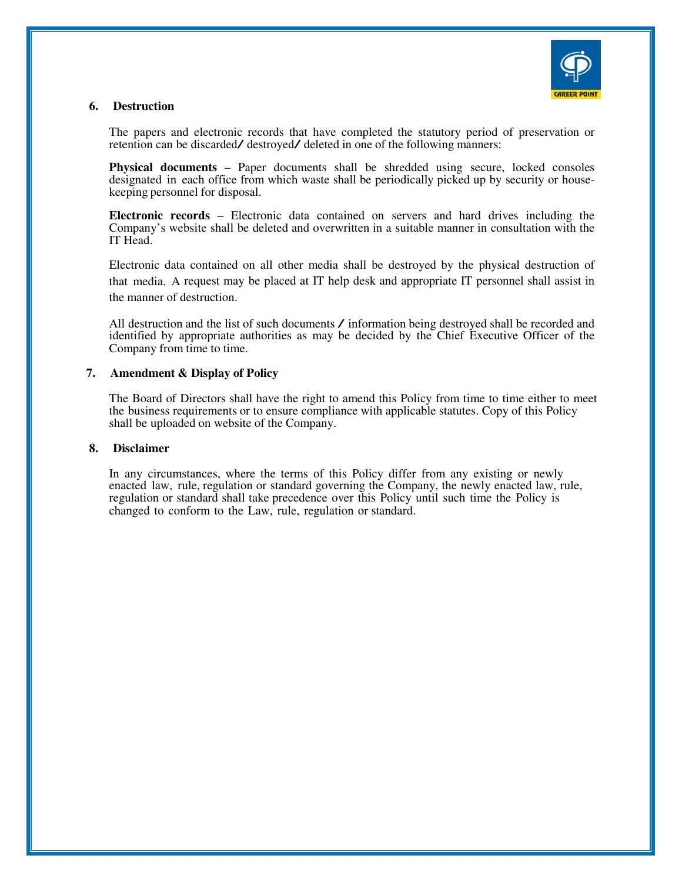## 6. Destruction

The papers and electronic records that have completed the statutory period of preservation or retention can be discarded/ destroyed/ deleted in one of the following manners:

**Physical documents** – Paper documents shall be shredded using secure, locked consoles designated in each office from which waste shall be periodically picked up by security or house-keeping personnel for disposal.

**Electronic records** – Electronic data contained on servers and hard drives including the Company's website shall be deleted and overwritten in a suitable manner in consultation with the IT Head.

Electronic data contained on all other media shall be destroyed by the physical destruction of that media. A request may be placed at IT help desk and appropriate IT personnel shall assist in the manner of destruction.

All destruction and the list of such documents / information being destroyed shall be recorded and identified by appropriate authorities as may be decided by the Chief Executive Officer of the Company from time to time.

## 7. Amendment & Display of Policy

The Board of Directors shall have the right to amend this Policy from time to time either to meet the business requirements or to ensure compliance with applicable statutes. Copy of this Policy shall be uploaded on website of the Company.

## 8. Disclaimer

In any circumstances, where the terms of this Policy differ from any existing or newly enacted law, rule, regulation or standard governing the Company, the newly enacted law, rule, regulation or standard shall take precedence over this Policy until such time the Policy is changed to conform to the Law, rule, regulation or standard.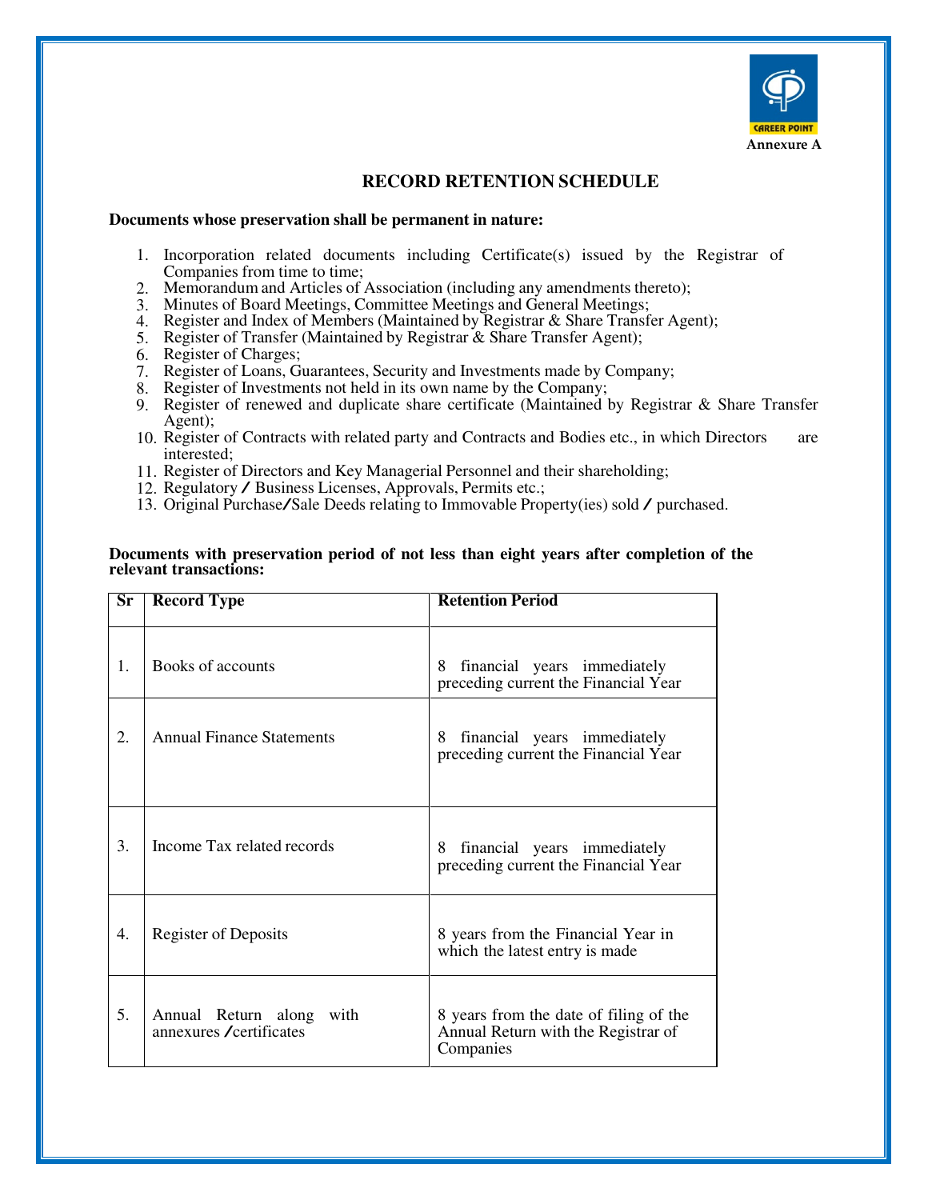Annexure A

## RECORD RETENTION SCHEDULE

**Documents whose preservation shall be permanent in nature:**

1. Incorporation related documents including Certificate(s) issued by the Registrar of Companies from time to time;
2. Memorandum and Articles of Association (including any amendments thereto);
3. Minutes of Board Meetings, Committee Meetings and General Meetings;
4. Register and Index of Members (Maintained by Registrar & Share Transfer Agent);
5. Register of Transfer (Maintained by Registrar & Share Transfer Agent);
6. Register of Charges;
7. Register of Loans, Guarantees, Security and Investments made by Company;
8. Register of Investments not held in its own name by the Company;
9. Register of renewed and duplicate share certificate (Maintained by Registrar & Share Transfer Agent);
10. Register of Contracts with related party and Contracts and Bodies etc., in which Directors are interested;
11. Register of Directors and Key Managerial Personnel and their shareholding;
12. Regulatory / Business Licenses, Approvals, Permits etc.;
13. Original Purchase/Sale Deeds relating to Immovable Property(ies) sold / purchased.

**Documents with preservation period of not less than eight years after completion of the relevant transactions:**

| Sr | Record Type | Retention Period |
|---|---|---|
| 1. | Books of accounts | 8 financial years immediately preceding current the Financial Year |
| 2. | Annual Finance Statements | 8 financial years immediately preceding current the Financial Year |
| 3. | Income Tax related records | 8 financial years immediately preceding current the Financial Year |
| 4. | Register of Deposits | 8 years from the Financial Year in which the latest entry is made |
| 5. | Annual Return along with annexures /certificates | 8 years from the date of filing of the Annual Return with the Registrar of Companies |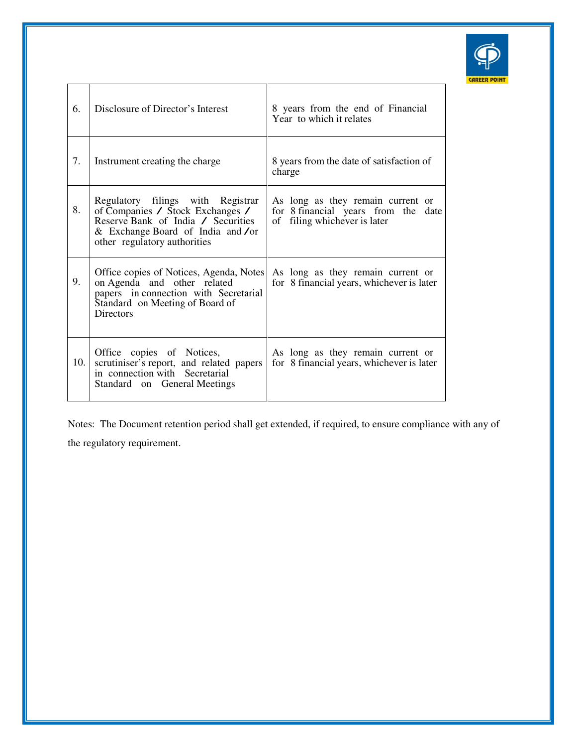| | | |
|---|---|---|
| 6. | Disclosure of Director's Interest | 8 years from the end of Financial Year to which it relates |
| 7. | Instrument creating the charge | 8 years from the date of satisfaction of charge |
| 8. | Regulatory filings with Registrar of Companies / Stock Exchanges / Reserve Bank of India / Securities & Exchange Board of India and /or other regulatory authorities | As long as they remain current or for 8 financial years from the date of filing whichever is later |
| 9. | Office copies of Notices, Agenda, Notes on Agenda and other related papers in connection with Secretarial Standard on Meeting of Board of Directors | As long as they remain current or for 8 financial years, whichever is later |
| 10. | Office copies of Notices, scrutiniser's report, and related papers in connection with Secretarial Standard on General Meetings | As long as they remain current or for 8 financial years, whichever is later |

Notes: The Document retention period shall get extended, if required, to ensure compliance with any of the regulatory requirement.